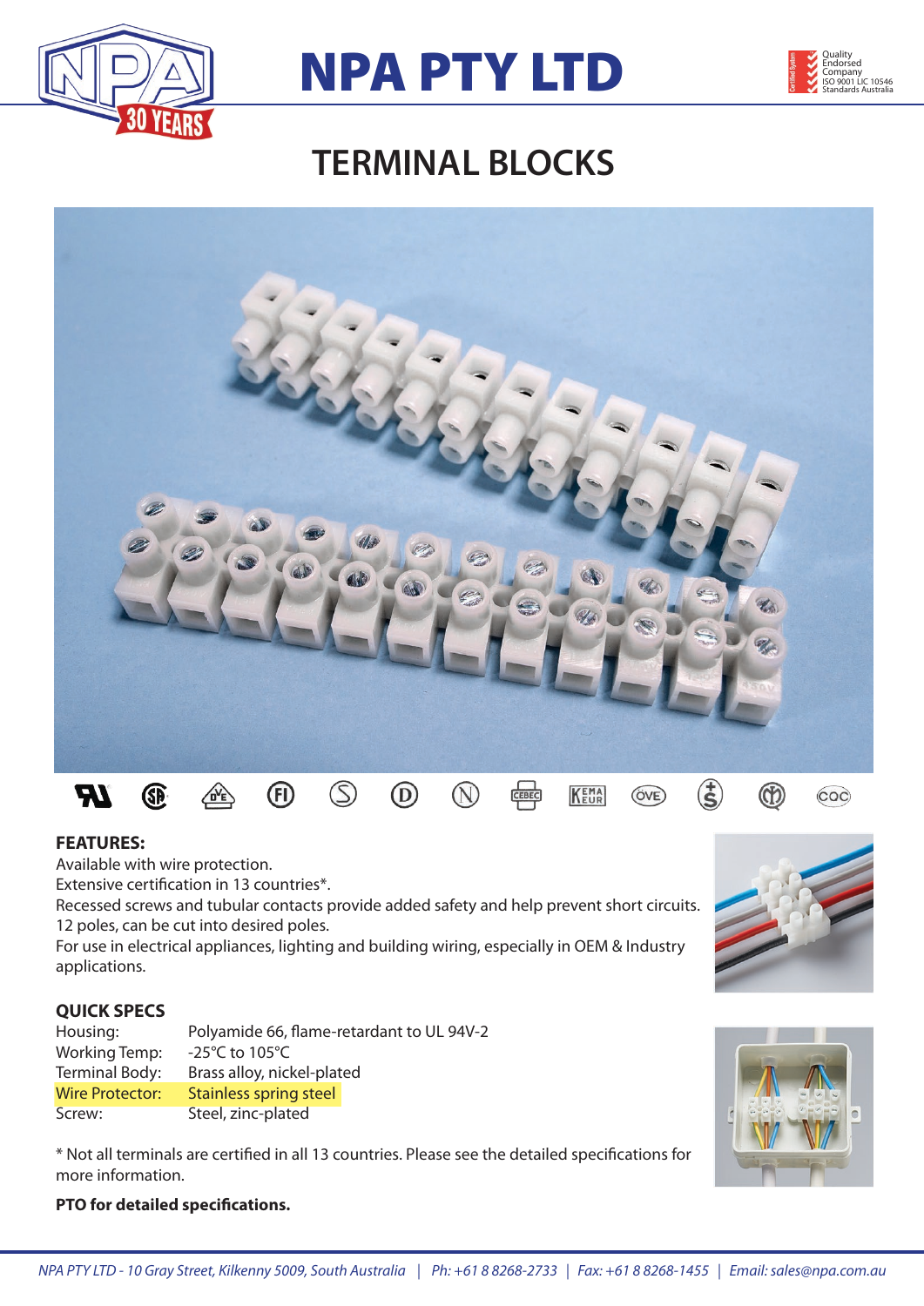# NPA PTY LTD

Quality Endorsed Company ISO 9001 LIC 10546 Standards Australia

## TERMINAL BLOCKS

### FEATURES:

Available with wire protection.
Extensive certification in 13 countries*.
Recessed screws and tubular contacts provide added safety and help prevent short circuits.
12 poles, can be cut into desired poles.
For use in electrical appliances, lighting and building wiring, especially in OEM & Industry applications.

### QUICK SPECS

| | |
|---|---|
| Housing: | Polyamide 66, flame-retardant to UL 94V-2 |
| Working Temp: | -25°C to 105°C |
| Terminal Body: | Brass alloy, nickel-plated |
| Wire Protector: | Stainless spring steel |
| Screw: | Steel, zinc-plated |

* Not all terminals are certified in all 13 countries. Please see the detailed specifications for more information.

**PTO for detailed specifications.**

*NPA PTY LTD - 10 Gray Street, Kilkenny 5009, South Australia | Ph: +61 8 8268-2733 | Fax: +61 8 8268-1455 | Email: sales@npa.com.au*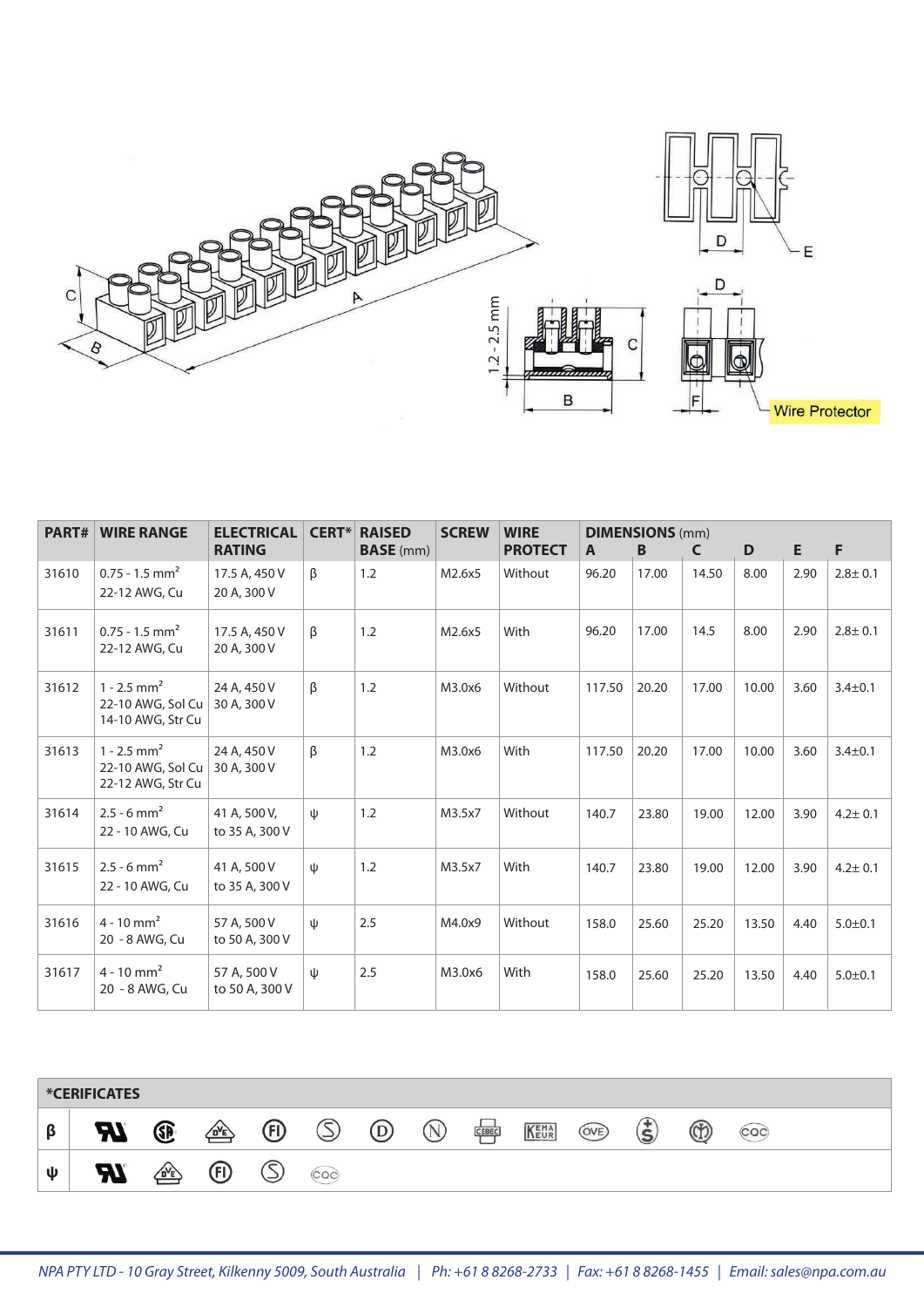C

B

A

1.2 - 2.5 mm

C

B

D

E

D

F

Wire Protector

| PART# | WIRE RANGE | ELECTRICAL RATING | CERT* | RAISED BASE (mm) | SCREW | WIRE PROTECT | DIMENSIONS (mm) A | B | C | D | E | F |
|---|---|---|---|---|---|---|---|---|---|---|---|---|
| 31610 | 0.75 - 1.5 mm² 22-12 AWG, Cu | 17.5 A, 450 V 20 A, 300 V | β | 1.2 | M2.6x5 | Without | 96.20 | 17.00 | 14.50 | 8.00 | 2.90 | 2.8± 0.1 |
| 31611 | 0.75 - 1.5 mm² 22-12 AWG, Cu | 17.5 A, 450 V 20 A, 300 V | β | 1.2 | M2.6x5 | With | 96.20 | 17.00 | 14.5 | 8.00 | 2.90 | 2.8± 0.1 |
| 31612 | 1 - 2.5 mm² 22-10 AWG, Sol Cu 14-10 AWG, Str Cu | 24 A, 450 V 30 A, 300 V | β | 1.2 | M3.0x6 | Without | 117.50 | 20.20 | 17.00 | 10.00 | 3.60 | 3.4±0.1 |
| 31613 | 1 - 2.5 mm² 22-10 AWG, Sol Cu 22-12 AWG, Str Cu | 24 A, 450 V 30 A, 300 V | β | 1.2 | M3.0x6 | With | 117.50 | 20.20 | 17.00 | 10.00 | 3.60 | 3.4±0.1 |
| 31614 | 2.5 - 6 mm² 22 - 10 AWG, Cu | 41 A, 500 V, to 35 A, 300 V | ψ | 1.2 | M3.5x7 | Without | 140.7 | 23.80 | 19.00 | 12.00 | 3.90 | 4.2± 0.1 |
| 31615 | 2.5 - 6 mm² 22 - 10 AWG, Cu | 41 A, 500 V to 35 A, 300 V | ψ | 1.2 | M3.5x7 | With | 140.7 | 23.80 | 19.00 | 12.00 | 3.90 | 4.2± 0.1 |
| 31616 | 4 - 10 mm² 20 - 8 AWG, Cu | 57 A, 500 V to 50 A, 300 V | ψ | 2.5 | M4.0x9 | Without | 158.0 | 25.60 | 25.20 | 13.50 | 4.40 | 5.0±0.1 |
| 31617 | 4 - 10 mm² 20 - 8 AWG, Cu | 57 A, 500 V to 50 A, 300 V | ψ | 2.5 | M3.0x6 | With | 158.0 | 25.60 | 25.20 | 13.50 | 4.40 | 5.0±0.1 |

| *CERIFICATES |
|---|
| β |
| ψ |

*NPA PTY LTD - 10 Gray Street, Kilkenny 5009, South Australia | Ph: +61 8 8268-2733 | Fax: +61 8 8268-1455 | Email: sales@npa.com.au*